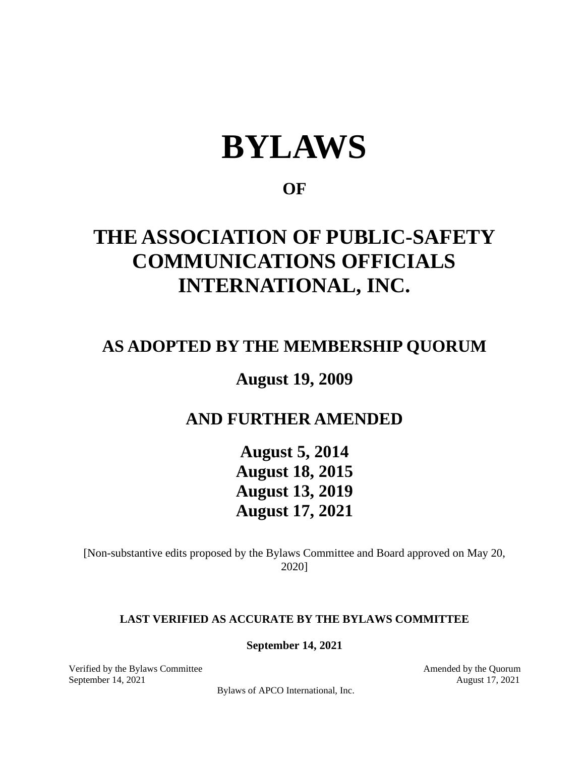# BYLAWS

## OF

## THE ASSOCIATION OF PUBLIC-SAFETY COMMUNICATIONS OFFICIALS INTERNATIONAL, INC.

## AS ADOPTED BY THE MEMBERSHIP QUORUM

## August 19, 2009

## AND FURTHER AMENDED

## August 5, 2014
## August 18, 2015
## August 13, 2019
## August 17, 2021

[Non-substantive edits proposed by the Bylaws Committee and Board approved on May 20, 2020]

**LAST VERIFIED AS ACCURATE BY THE BYLAWS COMMITTEE**

**September 14, 2021**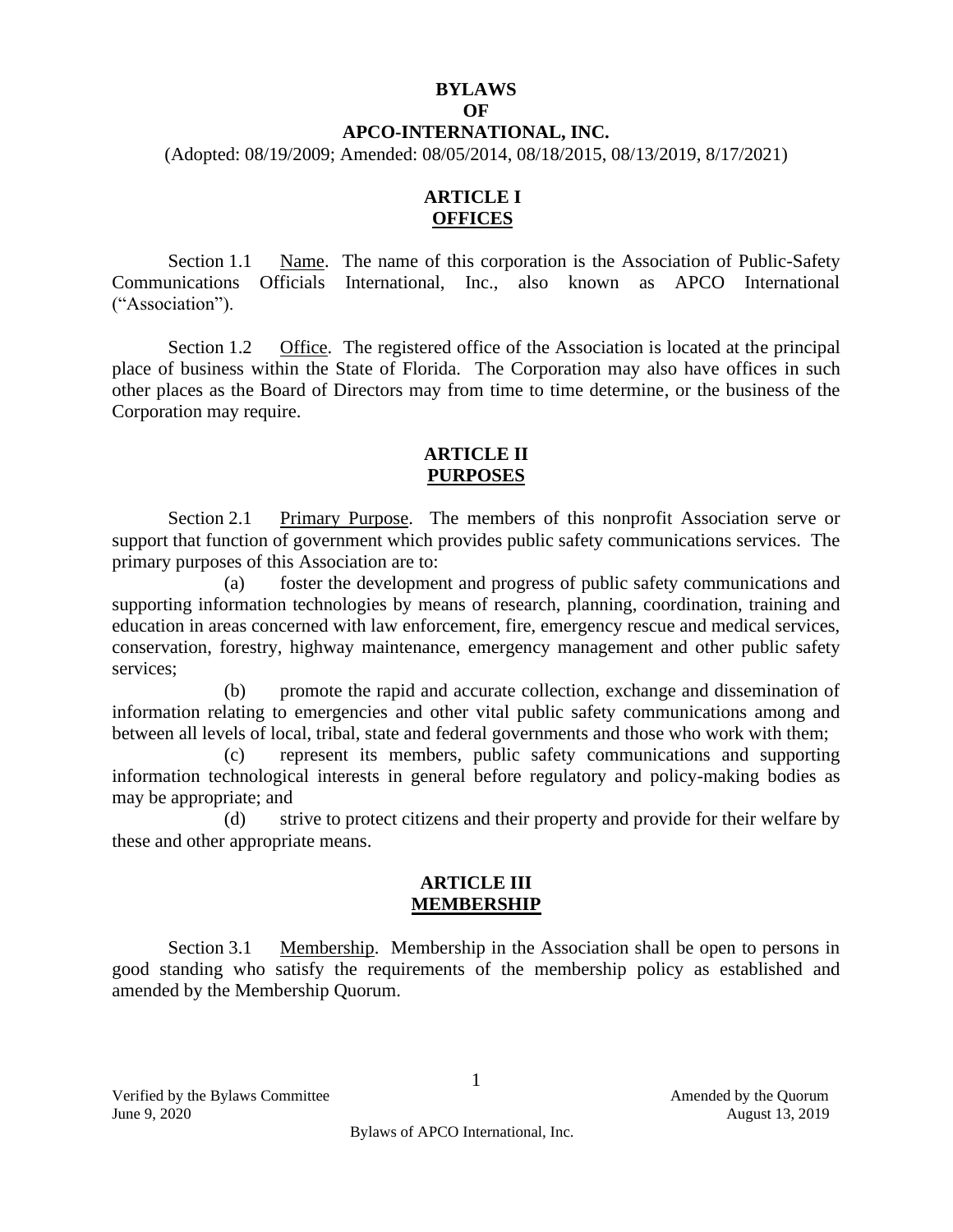# BYLAWS
# OF
# APCO-INTERNATIONAL, INC.

(Adopted: 08/19/2009; Amended: 08/05/2014, 08/18/2015, 08/13/2019, 8/17/2021)

## ARTICLE I
## OFFICES

Section 1.1 Name. The name of this corporation is the Association of Public-Safety Communications Officials International, Inc., also known as APCO International ("Association").

Section 1.2 Office. The registered office of the Association is located at the principal place of business within the State of Florida. The Corporation may also have offices in such other places as the Board of Directors may from time to time determine, or the business of the Corporation may require.

## ARTICLE II
## PURPOSES

Section 2.1 Primary Purpose. The members of this nonprofit Association serve or support that function of government which provides public safety communications services. The primary purposes of this Association are to:

(a) foster the development and progress of public safety communications and supporting information technologies by means of research, planning, coordination, training and education in areas concerned with law enforcement, fire, emergency rescue and medical services, conservation, forestry, highway maintenance, emergency management and other public safety services;

(b) promote the rapid and accurate collection, exchange and dissemination of information relating to emergencies and other vital public safety communications among and between all levels of local, tribal, state and federal governments and those who work with them;

(c) represent its members, public safety communications and supporting information technological interests in general before regulatory and policy-making bodies as may be appropriate; and

(d) strive to protect citizens and their property and provide for their welfare by these and other appropriate means.

## ARTICLE III
## MEMBERSHIP

Section 3.1 Membership. Membership in the Association shall be open to persons in good standing who satisfy the requirements of the membership policy as established and amended by the Membership Quorum.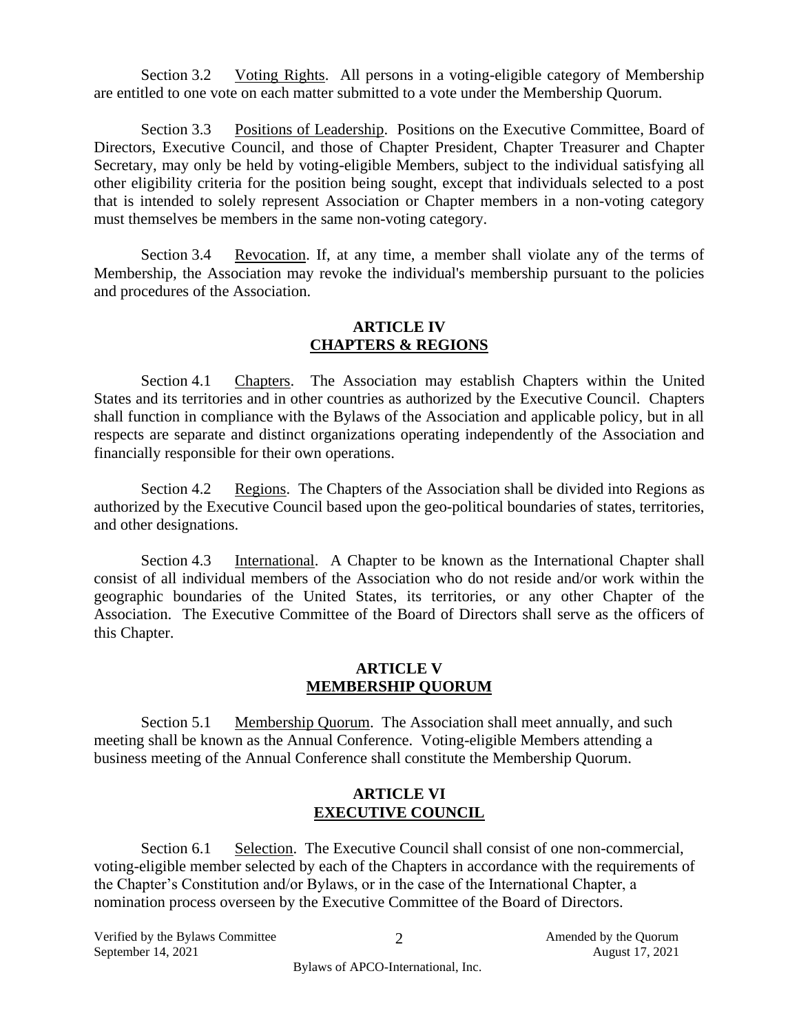Section 3.2 Voting Rights. All persons in a voting-eligible category of Membership are entitled to one vote on each matter submitted to a vote under the Membership Quorum.

Section 3.3 Positions of Leadership. Positions on the Executive Committee, Board of Directors, Executive Council, and those of Chapter President, Chapter Treasurer and Chapter Secretary, may only be held by voting-eligible Members, subject to the individual satisfying all other eligibility criteria for the position being sought, except that individuals selected to a post that is intended to solely represent Association or Chapter members in a non-voting category must themselves be members in the same non-voting category.

Section 3.4 Revocation. If, at any time, a member shall violate any of the terms of Membership, the Association may revoke the individual's membership pursuant to the policies and procedures of the Association.

## ARTICLE IV
## CHAPTERS & REGIONS

Section 4.1 Chapters. The Association may establish Chapters within the United States and its territories and in other countries as authorized by the Executive Council. Chapters shall function in compliance with the Bylaws of the Association and applicable policy, but in all respects are separate and distinct organizations operating independently of the Association and financially responsible for their own operations.

Section 4.2 Regions. The Chapters of the Association shall be divided into Regions as authorized by the Executive Council based upon the geo-political boundaries of states, territories, and other designations.

Section 4.3 International. A Chapter to be known as the International Chapter shall consist of all individual members of the Association who do not reside and/or work within the geographic boundaries of the United States, its territories, or any other Chapter of the Association. The Executive Committee of the Board of Directors shall serve as the officers of this Chapter.

## ARTICLE V
## MEMBERSHIP QUORUM

Section 5.1 Membership Quorum. The Association shall meet annually, and such meeting shall be known as the Annual Conference. Voting-eligible Members attending a business meeting of the Annual Conference shall constitute the Membership Quorum.

## ARTICLE VI
## EXECUTIVE COUNCIL

Section 6.1 Selection. The Executive Council shall consist of one non-commercial, voting-eligible member selected by each of the Chapters in accordance with the requirements of the Chapter's Constitution and/or Bylaws, or in the case of the International Chapter, a nomination process overseen by the Executive Committee of the Board of Directors.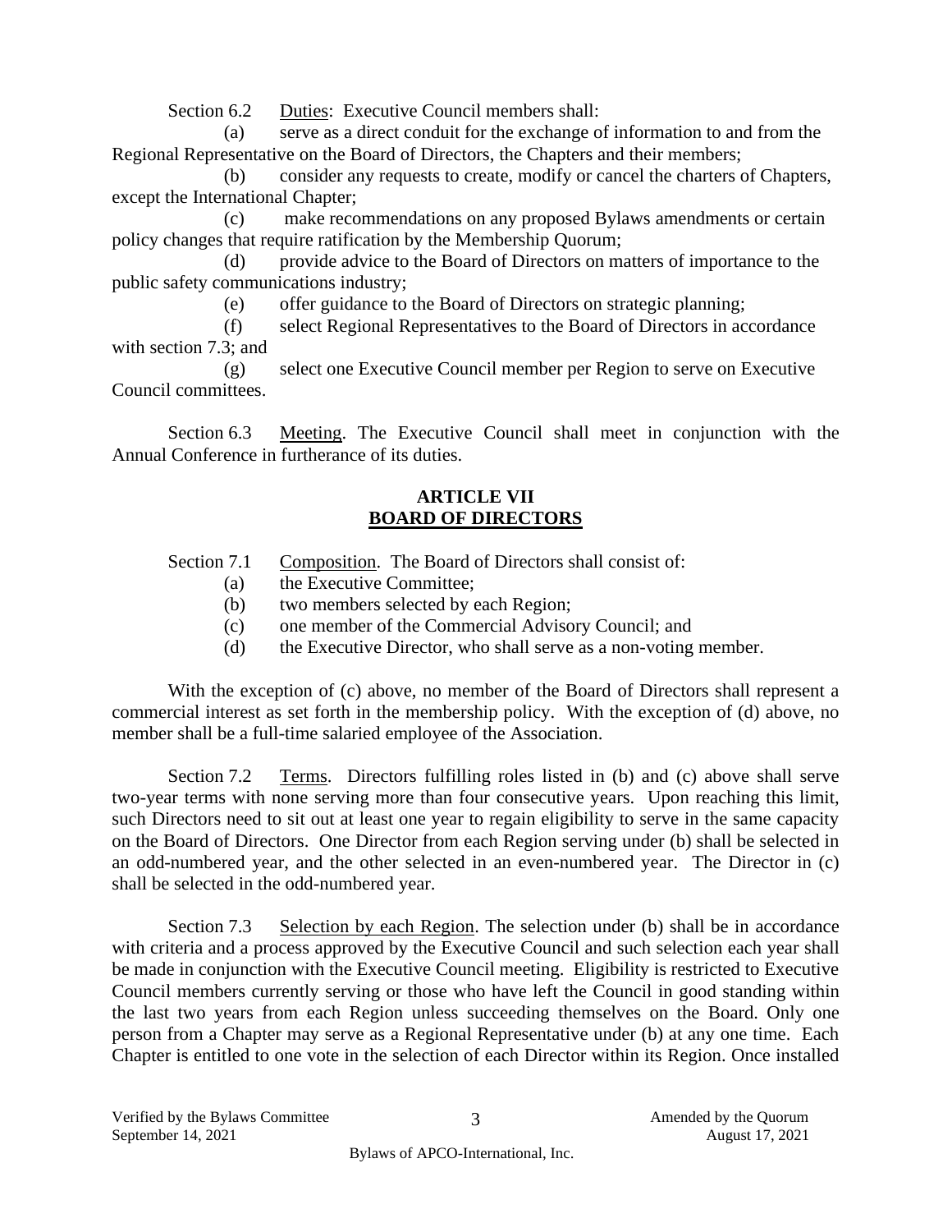Section 6.2 Duties: Executive Council members shall:

(a) serve as a direct conduit for the exchange of information to and from the Regional Representative on the Board of Directors, the Chapters and their members;

(b) consider any requests to create, modify or cancel the charters of Chapters, except the International Chapter;

(c) make recommendations on any proposed Bylaws amendments or certain policy changes that require ratification by the Membership Quorum;

(d) provide advice to the Board of Directors on matters of importance to the public safety communications industry;

(e) offer guidance to the Board of Directors on strategic planning;

(f) select Regional Representatives to the Board of Directors in accordance with section 7.3; and

(g) select one Executive Council member per Region to serve on Executive Council committees.

Section 6.3 Meeting. The Executive Council shall meet in conjunction with the Annual Conference in furtherance of its duties.

## ARTICLE VII
## BOARD OF DIRECTORS

Section 7.1 Composition. The Board of Directors shall consist of:

(a) the Executive Committee;

(b) two members selected by each Region;

(c) one member of the Commercial Advisory Council; and

(d) the Executive Director, who shall serve as a non-voting member.

With the exception of (c) above, no member of the Board of Directors shall represent a commercial interest as set forth in the membership policy. With the exception of (d) above, no member shall be a full-time salaried employee of the Association.

Section 7.2 Terms. Directors fulfilling roles listed in (b) and (c) above shall serve two-year terms with none serving more than four consecutive years. Upon reaching this limit, such Directors need to sit out at least one year to regain eligibility to serve in the same capacity on the Board of Directors. One Director from each Region serving under (b) shall be selected in an odd-numbered year, and the other selected in an even-numbered year. The Director in (c) shall be selected in the odd-numbered year.

Section 7.3 Selection by each Region. The selection under (b) shall be in accordance with criteria and a process approved by the Executive Council and such selection each year shall be made in conjunction with the Executive Council meeting. Eligibility is restricted to Executive Council members currently serving or those who have left the Council in good standing within the last two years from each Region unless succeeding themselves on the Board. Only one person from a Chapter may serve as a Regional Representative under (b) at any one time. Each Chapter is entitled to one vote in the selection of each Director within its Region. Once installed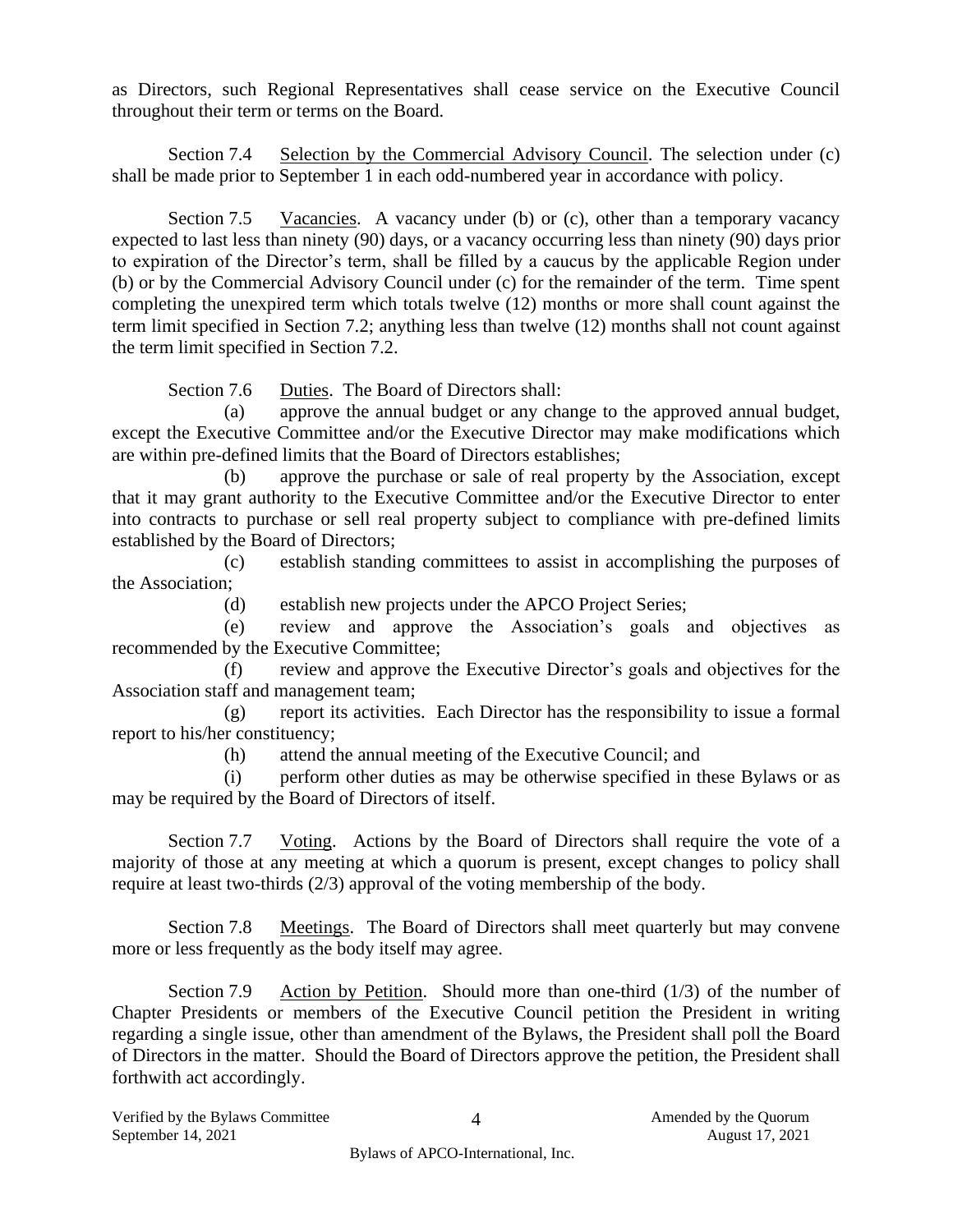as Directors, such Regional Representatives shall cease service on the Executive Council throughout their term or terms on the Board.

Section 7.4 Selection by the Commercial Advisory Council. The selection under (c) shall be made prior to September 1 in each odd-numbered year in accordance with policy.

Section 7.5 Vacancies. A vacancy under (b) or (c), other than a temporary vacancy expected to last less than ninety (90) days, or a vacancy occurring less than ninety (90) days prior to expiration of the Director's term, shall be filled by a caucus by the applicable Region under (b) or by the Commercial Advisory Council under (c) for the remainder of the term. Time spent completing the unexpired term which totals twelve (12) months or more shall count against the term limit specified in Section 7.2; anything less than twelve (12) months shall not count against the term limit specified in Section 7.2.

Section 7.6 Duties. The Board of Directors shall:

(a) approve the annual budget or any change to the approved annual budget, except the Executive Committee and/or the Executive Director may make modifications which are within pre-defined limits that the Board of Directors establishes;

(b) approve the purchase or sale of real property by the Association, except that it may grant authority to the Executive Committee and/or the Executive Director to enter into contracts to purchase or sell real property subject to compliance with pre-defined limits established by the Board of Directors;

(c) establish standing committees to assist in accomplishing the purposes of the Association;

(d) establish new projects under the APCO Project Series;

(e) review and approve the Association's goals and objectives as recommended by the Executive Committee;

(f) review and approve the Executive Director's goals and objectives for the Association staff and management team;

(g) report its activities. Each Director has the responsibility to issue a formal report to his/her constituency;

(h) attend the annual meeting of the Executive Council; and

(i) perform other duties as may be otherwise specified in these Bylaws or as may be required by the Board of Directors of itself.

Section 7.7 Voting. Actions by the Board of Directors shall require the vote of a majority of those at any meeting at which a quorum is present, except changes to policy shall require at least two-thirds (2/3) approval of the voting membership of the body.

Section 7.8 Meetings. The Board of Directors shall meet quarterly but may convene more or less frequently as the body itself may agree.

Section 7.9 Action by Petition. Should more than one-third (1/3) of the number of Chapter Presidents or members of the Executive Council petition the President in writing regarding a single issue, other than amendment of the Bylaws, the President shall poll the Board of Directors in the matter. Should the Board of Directors approve the petition, the President shall forthwith act accordingly.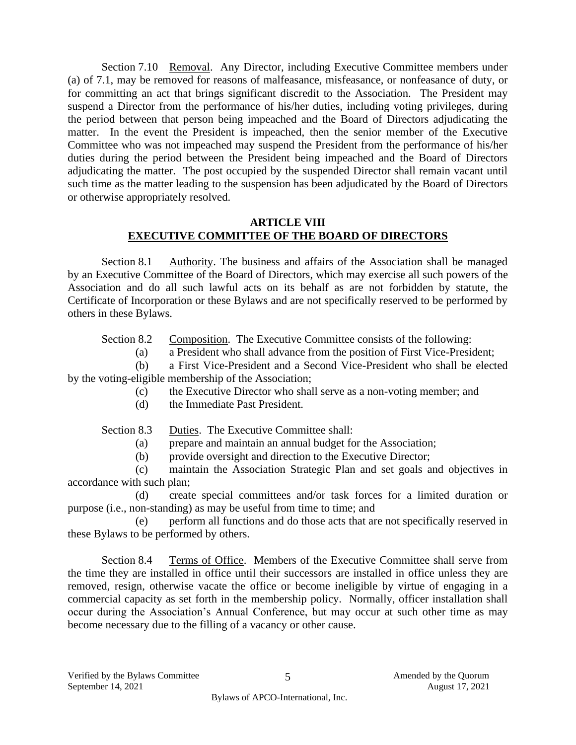Section 7.10 Removal. Any Director, including Executive Committee members under (a) of 7.1, may be removed for reasons of malfeasance, misfeasance, or nonfeasance of duty, or for committing an act that brings significant discredit to the Association. The President may suspend a Director from the performance of his/her duties, including voting privileges, during the period between that person being impeached and the Board of Directors adjudicating the matter. In the event the President is impeached, then the senior member of the Executive Committee who was not impeached may suspend the President from the performance of his/her duties during the period between the President being impeached and the Board of Directors adjudicating the matter. The post occupied by the suspended Director shall remain vacant until such time as the matter leading to the suspension has been adjudicated by the Board of Directors or otherwise appropriately resolved.

## ARTICLE VIII
## EXECUTIVE COMMITTEE OF THE BOARD OF DIRECTORS

Section 8.1 Authority. The business and affairs of the Association shall be managed by an Executive Committee of the Board of Directors, which may exercise all such powers of the Association and do all such lawful acts on its behalf as are not forbidden by statute, the Certificate of Incorporation or these Bylaws and are not specifically reserved to be performed by others in these Bylaws.

Section 8.2 Composition. The Executive Committee consists of the following:

(a) a President who shall advance from the position of First Vice-President;

(b) a First Vice-President and a Second Vice-President who shall be elected by the voting-eligible membership of the Association;

(c) the Executive Director who shall serve as a non-voting member; and

(d) the Immediate Past President.

Section 8.3 Duties. The Executive Committee shall:

(a) prepare and maintain an annual budget for the Association;

(b) provide oversight and direction to the Executive Director;

(c) maintain the Association Strategic Plan and set goals and objectives in accordance with such plan;

(d) create special committees and/or task forces for a limited duration or purpose (i.e., non-standing) as may be useful from time to time; and

(e) perform all functions and do those acts that are not specifically reserved in these Bylaws to be performed by others.

Section 8.4 Terms of Office. Members of the Executive Committee shall serve from the time they are installed in office until their successors are installed in office unless they are removed, resign, otherwise vacate the office or become ineligible by virtue of engaging in a commercial capacity as set forth in the membership policy. Normally, officer installation shall occur during the Association's Annual Conference, but may occur at such other time as may become necessary due to the filling of a vacancy or other cause.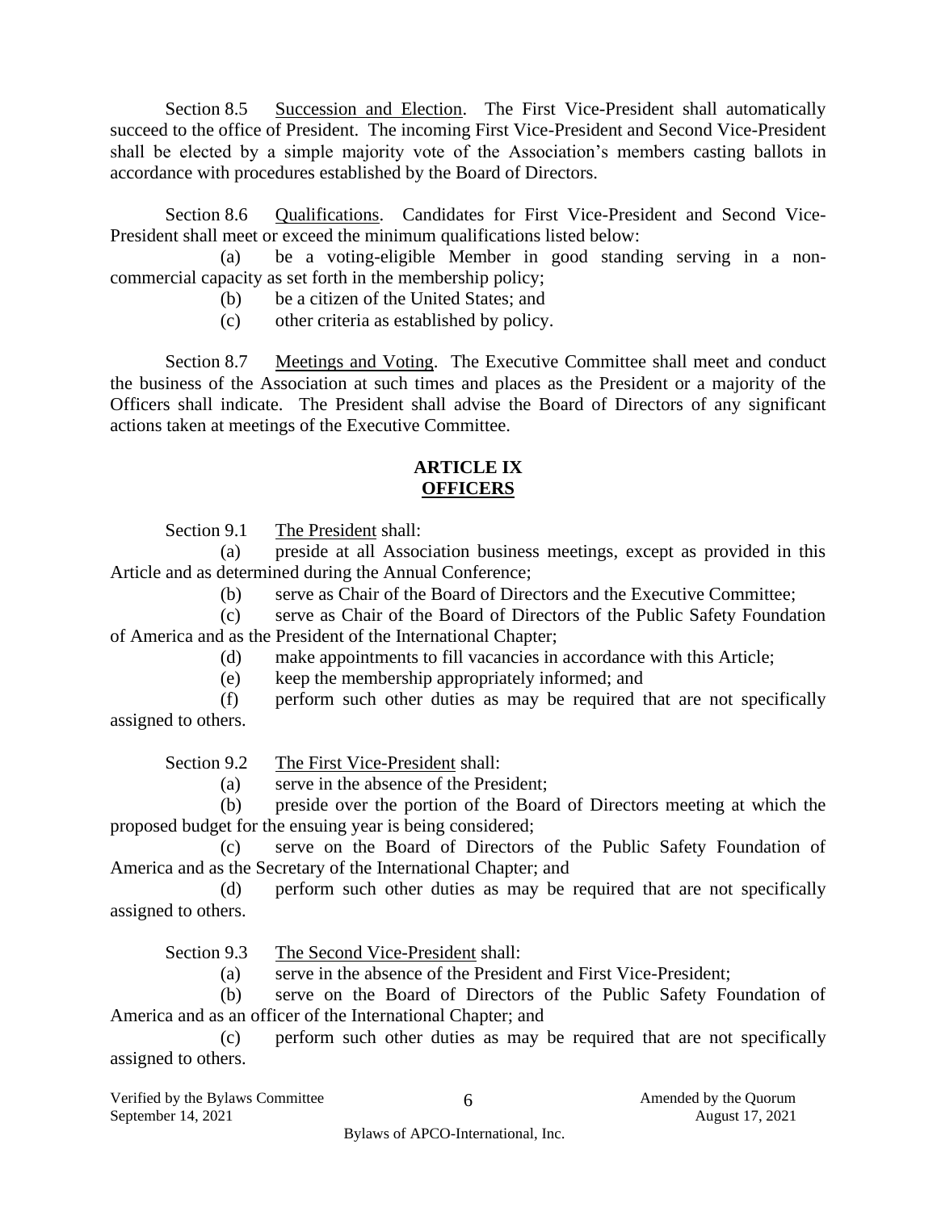Section 8.5 Succession and Election. The First Vice-President shall automatically succeed to the office of President. The incoming First Vice-President and Second Vice-President shall be elected by a simple majority vote of the Association's members casting ballots in accordance with procedures established by the Board of Directors.

Section 8.6 Qualifications. Candidates for First Vice-President and Second Vice-President shall meet or exceed the minimum qualifications listed below:

(a) be a voting-eligible Member in good standing serving in a non-commercial capacity as set forth in the membership policy;

(b) be a citizen of the United States; and

(c) other criteria as established by policy.

Section 8.7 Meetings and Voting. The Executive Committee shall meet and conduct the business of the Association at such times and places as the President or a majority of the Officers shall indicate. The President shall advise the Board of Directors of any significant actions taken at meetings of the Executive Committee.

## ARTICLE IX
## OFFICERS

Section 9.1 The President shall:

(a) preside at all Association business meetings, except as provided in this Article and as determined during the Annual Conference;

(b) serve as Chair of the Board of Directors and the Executive Committee;

(c) serve as Chair of the Board of Directors of the Public Safety Foundation of America and as the President of the International Chapter;

(d) make appointments to fill vacancies in accordance with this Article;

(e) keep the membership appropriately informed; and

(f) perform such other duties as may be required that are not specifically assigned to others.

Section 9.2 The First Vice-President shall:

(a) serve in the absence of the President;

(b) preside over the portion of the Board of Directors meeting at which the proposed budget for the ensuing year is being considered;

(c) serve on the Board of Directors of the Public Safety Foundation of America and as the Secretary of the International Chapter; and

(d) perform such other duties as may be required that are not specifically assigned to others.

Section 9.3 The Second Vice-President shall:

(a) serve in the absence of the President and First Vice-President;

(b) serve on the Board of Directors of the Public Safety Foundation of America and as an officer of the International Chapter; and

(c) perform such other duties as may be required that are not specifically assigned to others.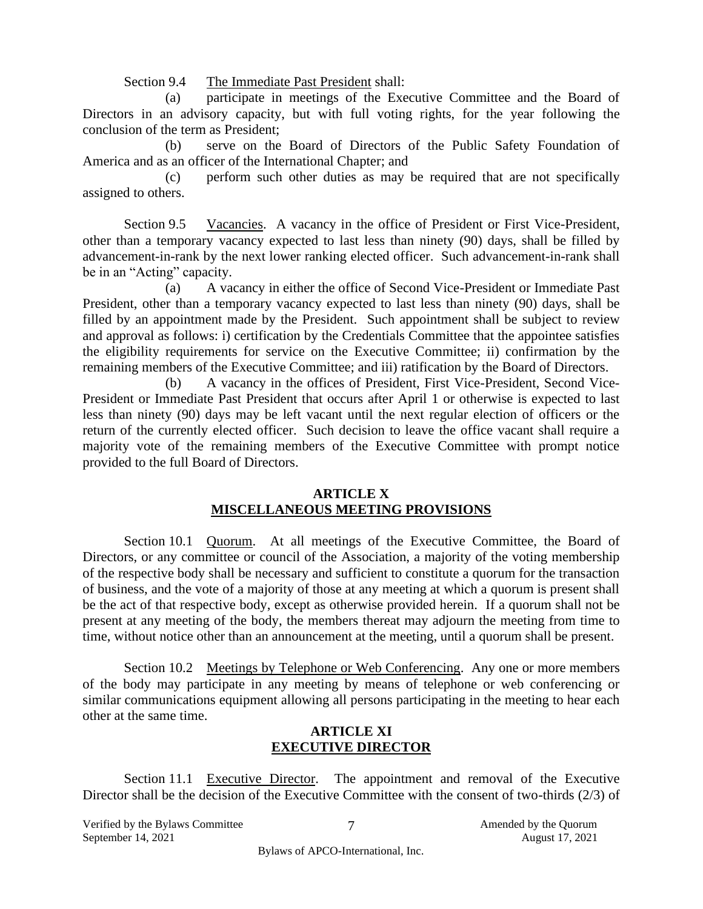Section 9.4 The Immediate Past President shall:

(a) participate in meetings of the Executive Committee and the Board of Directors in an advisory capacity, but with full voting rights, for the year following the conclusion of the term as President;

(b) serve on the Board of Directors of the Public Safety Foundation of America and as an officer of the International Chapter; and

(c) perform such other duties as may be required that are not specifically assigned to others.

Section 9.5 Vacancies. A vacancy in the office of President or First Vice-President, other than a temporary vacancy expected to last less than ninety (90) days, shall be filled by advancement-in-rank by the next lower ranking elected officer. Such advancement-in-rank shall be in an "Acting" capacity.

(a) A vacancy in either the office of Second Vice-President or Immediate Past President, other than a temporary vacancy expected to last less than ninety (90) days, shall be filled by an appointment made by the President. Such appointment shall be subject to review and approval as follows: i) certification by the Credentials Committee that the appointee satisfies the eligibility requirements for service on the Executive Committee; ii) confirmation by the remaining members of the Executive Committee; and iii) ratification by the Board of Directors.

(b) A vacancy in the offices of President, First Vice-President, Second Vice-President or Immediate Past President that occurs after April 1 or otherwise is expected to last less than ninety (90) days may be left vacant until the next regular election of officers or the return of the currently elected officer. Such decision to leave the office vacant shall require a majority vote of the remaining members of the Executive Committee with prompt notice provided to the full Board of Directors.

## ARTICLE X
## MISCELLANEOUS MEETING PROVISIONS

Section 10.1 Quorum. At all meetings of the Executive Committee, the Board of Directors, or any committee or council of the Association, a majority of the voting membership of the respective body shall be necessary and sufficient to constitute a quorum for the transaction of business, and the vote of a majority of those at any meeting at which a quorum is present shall be the act of that respective body, except as otherwise provided herein. If a quorum shall not be present at any meeting of the body, the members thereat may adjourn the meeting from time to time, without notice other than an announcement at the meeting, until a quorum shall be present.

Section 10.2 Meetings by Telephone or Web Conferencing. Any one or more members of the body may participate in any meeting by means of telephone or web conferencing or similar communications equipment allowing all persons participating in the meeting to hear each other at the same time.

## ARTICLE XI
## EXECUTIVE DIRECTOR

Section 11.1 Executive Director. The appointment and removal of the Executive Director shall be the decision of the Executive Committee with the consent of two-thirds (2/3) of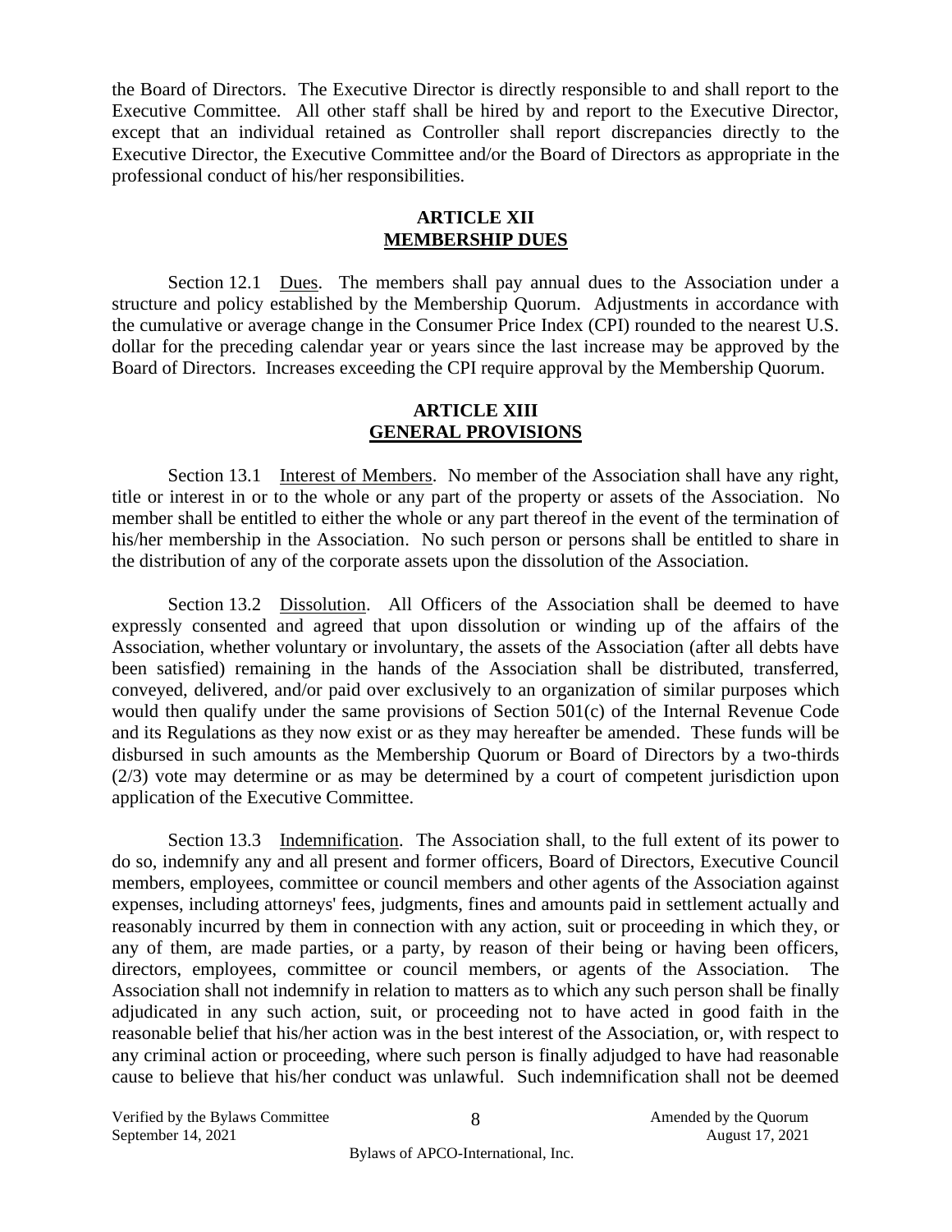the Board of Directors. The Executive Director is directly responsible to and shall report to the Executive Committee. All other staff shall be hired by and report to the Executive Director, except that an individual retained as Controller shall report discrepancies directly to the Executive Director, the Executive Committee and/or the Board of Directors as appropriate in the professional conduct of his/her responsibilities.

## ARTICLE XII
## MEMBERSHIP DUES

Section 12.1 Dues. The members shall pay annual dues to the Association under a structure and policy established by the Membership Quorum. Adjustments in accordance with the cumulative or average change in the Consumer Price Index (CPI) rounded to the nearest U.S. dollar for the preceding calendar year or years since the last increase may be approved by the Board of Directors. Increases exceeding the CPI require approval by the Membership Quorum.

## ARTICLE XIII
## GENERAL PROVISIONS

Section 13.1 Interest of Members. No member of the Association shall have any right, title or interest in or to the whole or any part of the property or assets of the Association. No member shall be entitled to either the whole or any part thereof in the event of the termination of his/her membership in the Association. No such person or persons shall be entitled to share in the distribution of any of the corporate assets upon the dissolution of the Association.

Section 13.2 Dissolution. All Officers of the Association shall be deemed to have expressly consented and agreed that upon dissolution or winding up of the affairs of the Association, whether voluntary or involuntary, the assets of the Association (after all debts have been satisfied) remaining in the hands of the Association shall be distributed, transferred, conveyed, delivered, and/or paid over exclusively to an organization of similar purposes which would then qualify under the same provisions of Section 501(c) of the Internal Revenue Code and its Regulations as they now exist or as they may hereafter be amended. These funds will be disbursed in such amounts as the Membership Quorum or Board of Directors by a two-thirds (2/3) vote may determine or as may be determined by a court of competent jurisdiction upon application of the Executive Committee.

Section 13.3 Indemnification. The Association shall, to the full extent of its power to do so, indemnify any and all present and former officers, Board of Directors, Executive Council members, employees, committee or council members and other agents of the Association against expenses, including attorneys' fees, judgments, fines and amounts paid in settlement actually and reasonably incurred by them in connection with any action, suit or proceeding in which they, or any of them, are made parties, or a party, by reason of their being or having been officers, directors, employees, committee or council members, or agents of the Association. The Association shall not indemnify in relation to matters as to which any such person shall be finally adjudicated in any such action, suit, or proceeding not to have acted in good faith in the reasonable belief that his/her action was in the best interest of the Association, or, with respect to any criminal action or proceeding, where such person is finally adjudged to have had reasonable cause to believe that his/her conduct was unlawful. Such indemnification shall not be deemed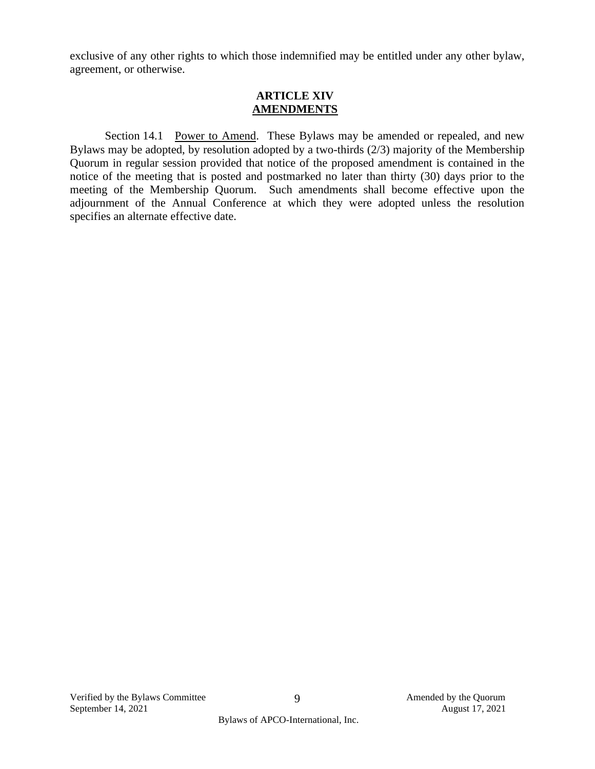exclusive of any other rights to which those indemnified may be entitled under any other bylaw, agreement, or otherwise.

## ARTICLE XIV
## AMENDMENTS

Section 14.1 Power to Amend. These Bylaws may be amended or repealed, and new Bylaws may be adopted, by resolution adopted by a two-thirds (2/3) majority of the Membership Quorum in regular session provided that notice of the proposed amendment is contained in the notice of the meeting that is posted and postmarked no later than thirty (30) days prior to the meeting of the Membership Quorum. Such amendments shall become effective upon the adjournment of the Annual Conference at which they were adopted unless the resolution specifies an alternate effective date.